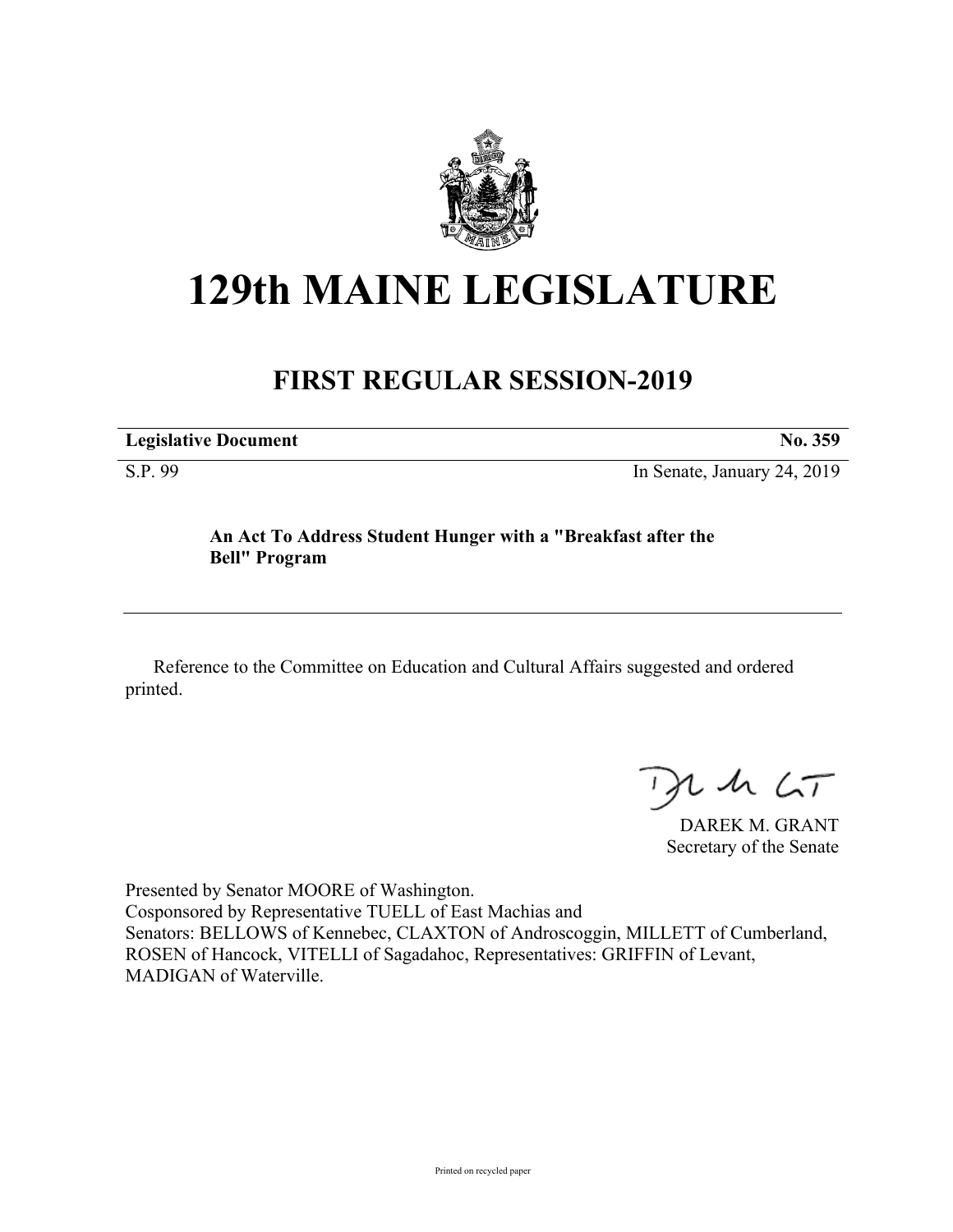# 129th MAINE LEGISLATURE

## FIRST REGULAR SESSION-2019

| **Legislative Document** | **No. 359** |
|---|---|
| S.P. 99 | In Senate, January 24, 2019 |

**An Act To Address Student Hunger with a "Breakfast after the Bell" Program**

Reference to the Committee on Education and Cultural Affairs suggested and ordered printed.

DAREK M. GRANT
Secretary of the Senate

Presented by Senator MOORE of Washington.
Cosponsored by Representative TUELL of East Machias and
Senators: BELLOWS of Kennebec, CLAXTON of Androscoggin, MILLETT of Cumberland, ROSEN of Hancock, VITELLI of Sagadahoc, Representatives: GRIFFIN of Levant, MADIGAN of Waterville.

Printed on recycled paper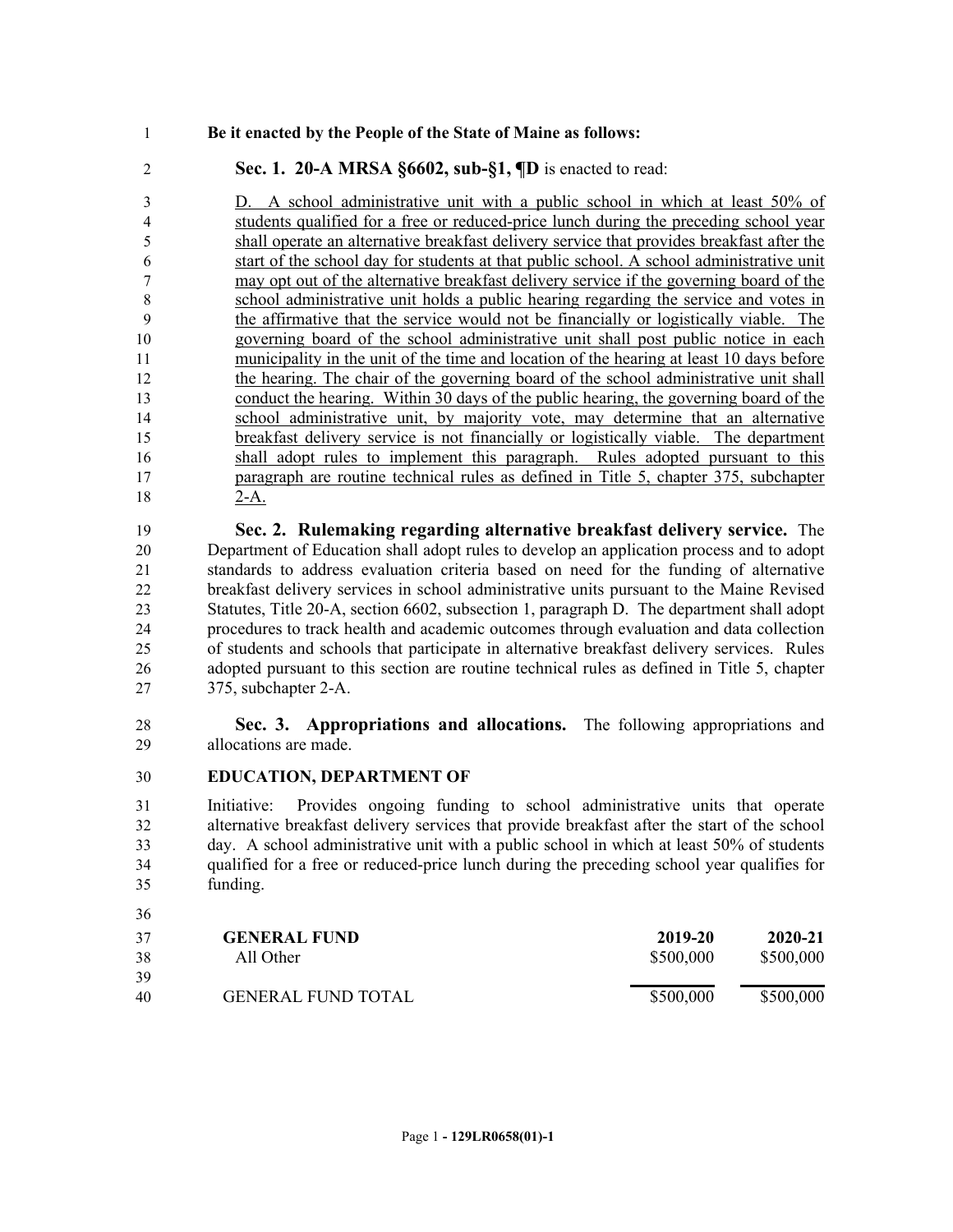**Be it enacted by the People of the State of Maine as follows:**

**Sec. 1. 20-A MRSA §6602, sub-§1, ¶D** is enacted to read:

D. A school administrative unit with a public school in which at least 50% of students qualified for a free or reduced-price lunch during the preceding school year shall operate an alternative breakfast delivery service that provides breakfast after the start of the school day for students at that public school. A school administrative unit may opt out of the alternative breakfast delivery service if the governing board of the school administrative unit holds a public hearing regarding the service and votes in the affirmative that the service would not be financially or logistically viable. The governing board of the school administrative unit shall post public notice in each municipality in the unit of the time and location of the hearing at least 10 days before the hearing. The chair of the governing board of the school administrative unit shall conduct the hearing. Within 30 days of the public hearing, the governing board of the school administrative unit, by majority vote, may determine that an alternative breakfast delivery service is not financially or logistically viable. The department shall adopt rules to implement this paragraph. Rules adopted pursuant to this paragraph are routine technical rules as defined in Title 5, chapter 375, subchapter 2-A.

**Sec. 2. Rulemaking regarding alternative breakfast delivery service.** The Department of Education shall adopt rules to develop an application process and to adopt standards to address evaluation criteria based on need for the funding of alternative breakfast delivery services in school administrative units pursuant to the Maine Revised Statutes, Title 20-A, section 6602, subsection 1, paragraph D. The department shall adopt procedures to track health and academic outcomes through evaluation and data collection of students and schools that participate in alternative breakfast delivery services. Rules adopted pursuant to this section are routine technical rules as defined in Title 5, chapter 375, subchapter 2-A.

**Sec. 3. Appropriations and allocations.** The following appropriations and allocations are made.

**EDUCATION, DEPARTMENT OF**

Initiative: Provides ongoing funding to school administrative units that operate alternative breakfast delivery services that provide breakfast after the start of the school day. A school administrative unit with a public school in which at least 50% of students qualified for a free or reduced-price lunch during the preceding school year qualifies for funding.

| **GENERAL FUND** | **2019-20** | **2020-21** |
|---|---|---|
| All Other | $500,000 | $500,000 |
| GENERAL FUND TOTAL | $500,000 | $500,000 |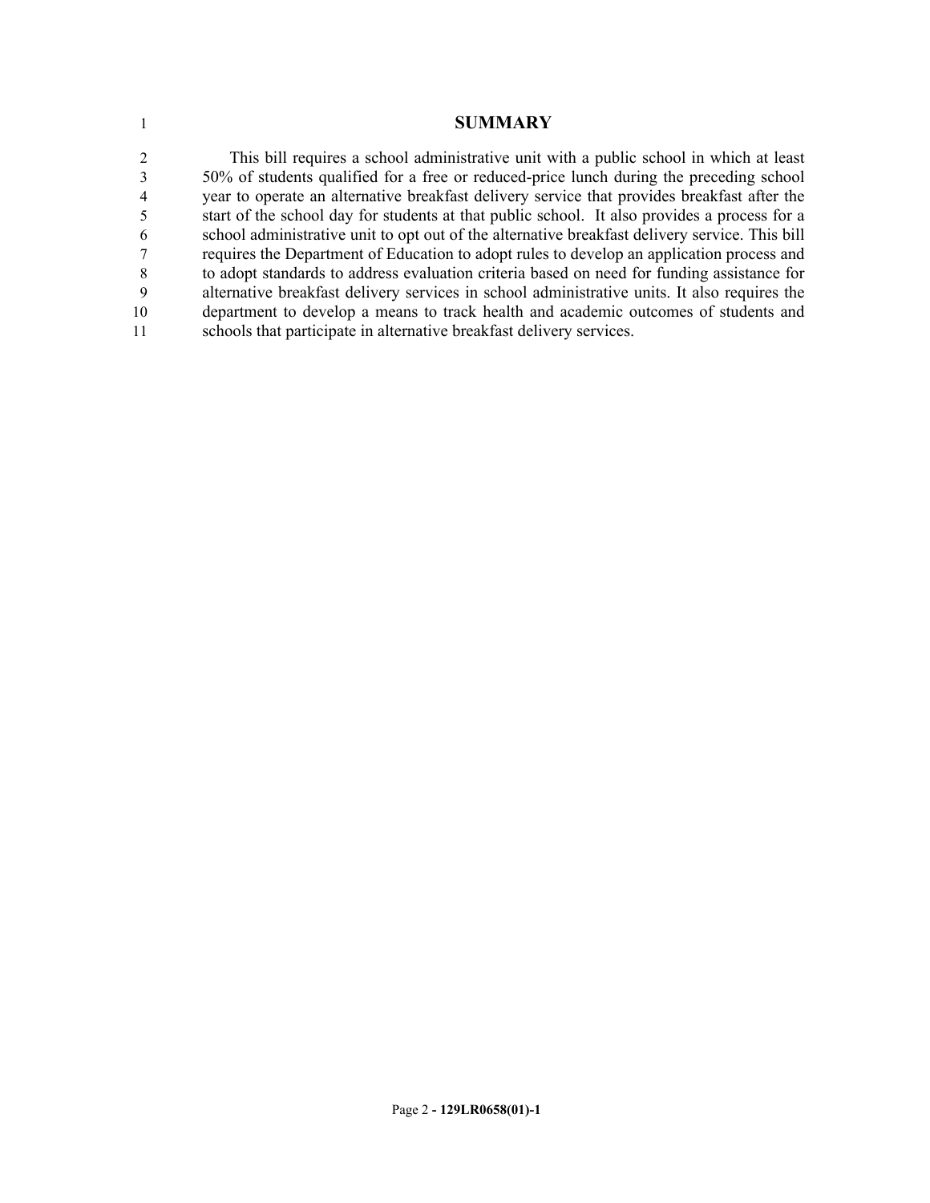## SUMMARY

This bill requires a school administrative unit with a public school in which at least 50% of students qualified for a free or reduced-price lunch during the preceding school year to operate an alternative breakfast delivery service that provides breakfast after the start of the school day for students at that public school. It also provides a process for a school administrative unit to opt out of the alternative breakfast delivery service. This bill requires the Department of Education to adopt rules to develop an application process and to adopt standards to address evaluation criteria based on need for funding assistance for alternative breakfast delivery services in school administrative units. It also requires the department to develop a means to track health and academic outcomes of students and schools that participate in alternative breakfast delivery services.